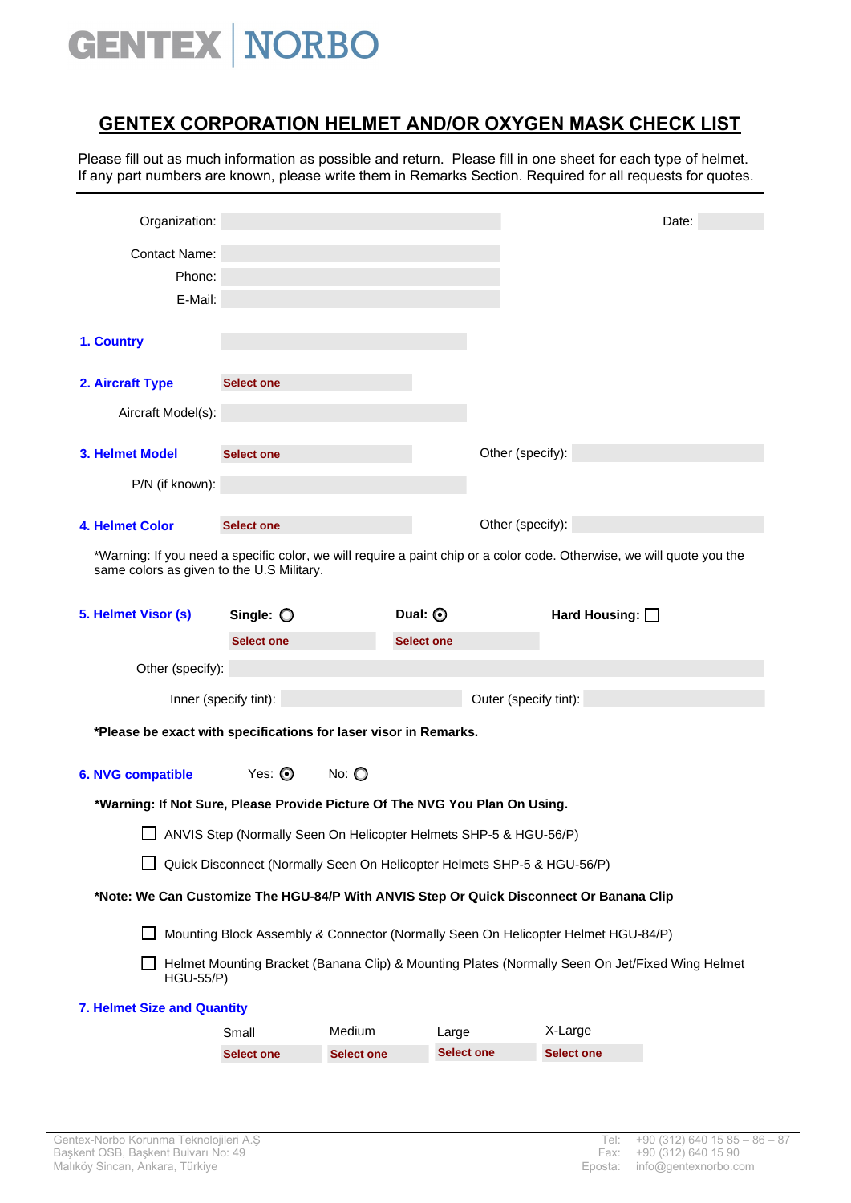GENTEX | NORBO

# GENTEX CORPORATION HELMET AND/OR OXYGEN MASK CHECK LIST

Please fill out as much information as possible and return. Please fill in one sheet for each type of helmet. If any part numbers are known, please write them in Remarks Section. Required for all requests for quotes.

Organization: ______ Date: ______

Contact Name: ______

Phone: ______

E-Mail: ______

**1. Country** ______

**2. Aircraft Type** Select one

Aircraft Model(s): ______

**3. Helmet Model** Select one Other (specify): ______

P/N (if known): ______

**4. Helmet Color** Select one Other (specify): ______

*Warning: If you need a specific color, we will require a paint chip or a color code. Otherwise, we will quote you the same colors as given to the U.S Military.

**5. Helmet Visor (s)** **Single:** ○ **Dual:** ◉ **Hard Housing:** ☐

Single: Select one Dual: Select one

Other (specify): ______

Inner (specify tint): ______ Outer (specify tint): ______

**\*Please be exact with specifications for laser visor in Remarks.**

**6. NVG compatible** Yes: ◉ No: ○

**\*Warning: If Not Sure, Please Provide Picture Of The NVG You Plan On Using.**

- ☐ ANVIS Step (Normally Seen On Helicopter Helmets SHP-5 & HGU-56/P)
- ☐ Quick Disconnect (Normally Seen On Helicopter Helmets SHP-5 & HGU-56/P)

**\*Note: We Can Customize The HGU-84/P With ANVIS Step Or Quick Disconnect Or Banana Clip**

- ☐ Mounting Block Assembly & Connector (Normally Seen On Helicopter Helmet HGU-84/P)
- ☐ Helmet Mounting Bracket (Banana Clip) & Mounting Plates (Normally Seen On Jet/Fixed Wing Helmet HGU-55/P)

**7. Helmet Size and Quantity**

| Small | Medium | Large | X-Large |
| --- | --- | --- | --- |
| Select one | Select one | Select one | Select one |

Gentex-Norbo Korunma Teknolojileri A.Ş
Başkent OSB, Başkent Bulvarı No: 49
Malıköy Sincan, Ankara, Türkiye

Tel: +90 (312) 640 15 85 – 86 – 87
Fax: +90 (312) 640 15 90
Eposta: info@gentexnorbo.com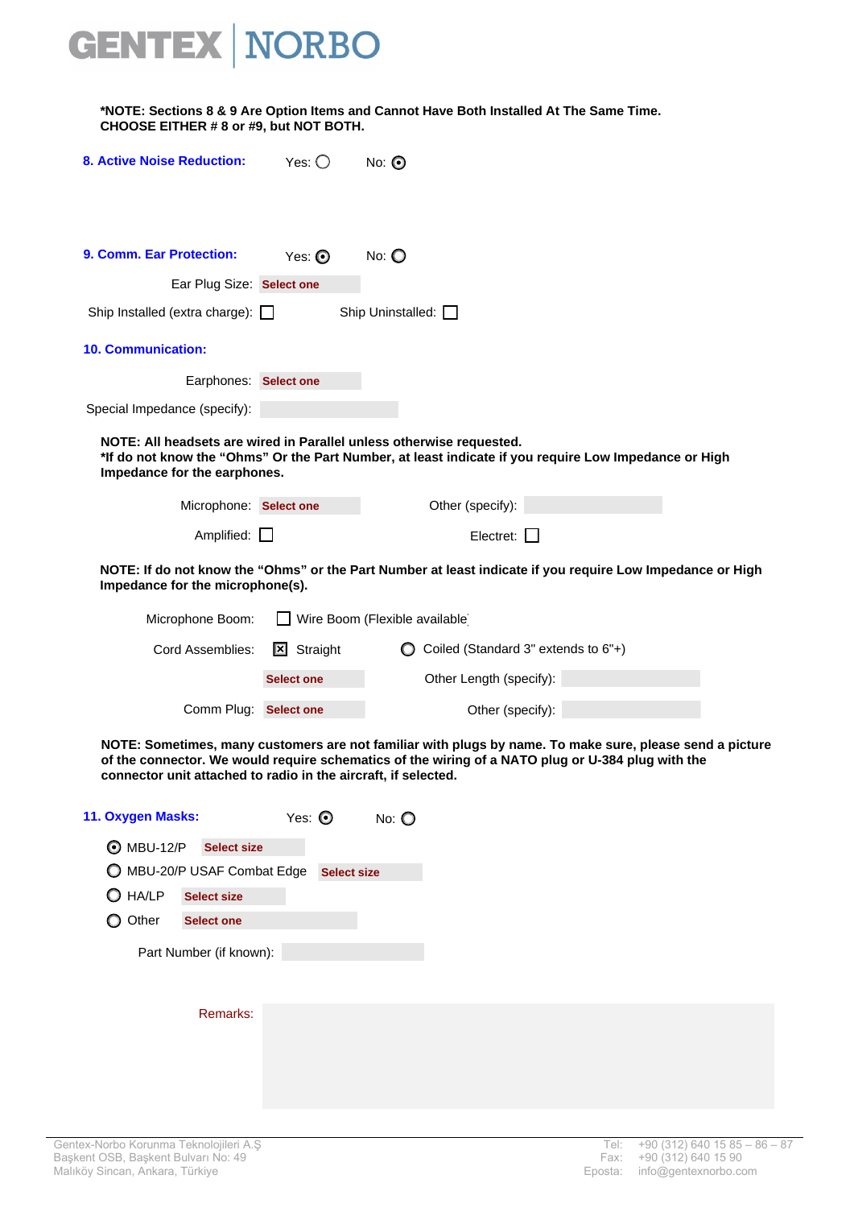**GENTEX | NORBO**

***NOTE: Sections 8 & 9 Are Option Items and Cannot Have Both Installed At The Same Time. CHOOSE EITHER # 8 or #9, but NOT BOTH.**

**8. Active Noise Reduction:** Yes: ○ No: ◉

**9. Comm. Ear Protection:** Yes: ◉ No: ○

Ear Plug Size: Select one

Ship Installed (extra charge): ☐ Ship Uninstalled: ☐

**10. Communication:**

Earphones: Select one

Special Impedance (specify):

**NOTE: All headsets are wired in Parallel unless otherwise requested.**
***If do not know the "Ohms" Or the Part Number, at least indicate if you require Low Impedance or High Impedance for the earphones.**

Microphone: Select one Other (specify):

Amplified: ☐ Electret: ☐

**NOTE: If do not know the "Ohms" or the Part Number at least indicate if you require Low Impedance or High Impedance for the microphone(s).**

Microphone Boom: ☐ Wire Boom (Flexible available)

Cord Assemblies: ☒ Straight ○ Coiled (Standard 3" extends to 6"+)

Select one Other Length (specify):

Comm Plug: Select one Other (specify):

**NOTE: Sometimes, many customers are not familiar with plugs by name. To make sure, please send a picture of the connector. We would require schematics of the wiring of a NATO plug or U-384 plug with the connector unit attached to radio in the aircraft, if selected.**

**11. Oxygen Masks:** Yes: ◉ No: ○

◉ MBU-12/P Select size

○ MBU-20/P USAF Combat Edge Select size

○ HA/LP Select size

○ Other Select one

Part Number (if known):

Remarks:

Gentex-Norbo Korunma Teknolojileri A.Ş
Başkent OSB, Başkent Bulvarı No: 49
Malıköy Sincan, Ankara, Türkiye

Tel: +90 (312) 640 15 85 – 86 – 87
Fax: +90 (312) 640 15 90
Eposta: info@gentexnorbo.com